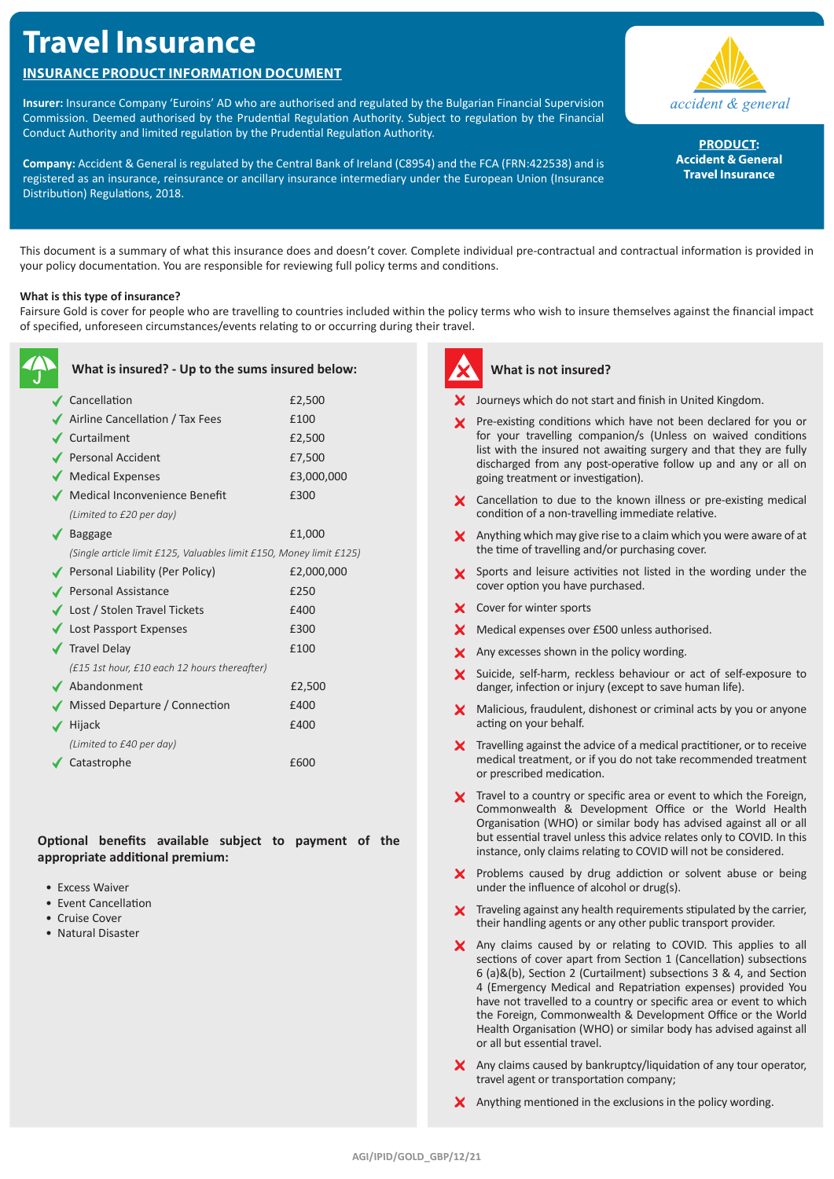# Travel Insurance

## INSURANCE PRODUCT INFORMATION DOCUMENT

**Insurer:** Insurance Company 'Euroins' AD who are authorised and regulated by the Bulgarian Financial Supervision Commission. Deemed authorised by the Prudential Regulation Authority. Subject to regulation by the Financial Conduct Authority and limited regulation by the Prudential Regulation Authority.

**Company:** Accident & General is regulated by the Central Bank of Ireland (C8954) and the FCA (FRN:422538) and is registered as an insurance, reinsurance or ancillary insurance intermediary under the European Union (Insurance Distribution) Regulations, 2018.

accident & general

**PRODUCT: Accident & General Travel Insurance**

This document is a summary of what this insurance does and doesn't cover. Complete individual pre-contractual and contractual information is provided in your policy documentation. You are responsible for reviewing full policy terms and conditions.

**What is this type of insurance?**

Fairsure Gold is cover for people who are travelling to countries included within the policy terms who wish to insure themselves against the financial impact of specified, unforeseen circumstances/events relating to or occurring during their travel.

### What is insured? - Up to the sums insured below:

| Benefit | Sum insured |
|---|---|
| ✓ Cancellation | £2,500 |
| ✓ Airline Cancellation / Tax Fees | £100 |
| ✓ Curtailment | £2,500 |
| ✓ Personal Accident | £7,500 |
| ✓ Medical Expenses | £3,000,000 |
| ✓ Medical Inconvenience Benefit *(Limited to £20 per day)* | £300 |
| ✓ Baggage *(Single article limit £125, Valuables limit £150, Money limit £125)* | £1,000 |
| ✓ Personal Liability (Per Policy) | £2,000,000 |
| ✓ Personal Assistance | £250 |
| ✓ Lost / Stolen Travel Tickets | £400 |
| ✓ Lost Passport Expenses | £300 |
| ✓ Travel Delay *(£15 1st hour, £10 each 12 hours thereafter)* | £100 |
| ✓ Abandonment | £2,500 |
| ✓ Missed Departure / Connection | £400 |
| ✓ Hijack *(Limited to £40 per day)* | £400 |
| ✓ Catastrophe | £600 |

**Optional benefits available subject to payment of the appropriate additional premium:**

- Excess Waiver
- Event Cancellation
- Cruise Cover
- Natural Disaster

### What is not insured?

- ✗ Journeys which do not start and finish in United Kingdom.
- ✗ Pre-existing conditions which have not been declared for you or for your travelling companion/s (Unless on waived conditions list with the insured not awaiting surgery and that they are fully discharged from any post-operative follow up and any or all on going treatment or investigation).
- ✗ Cancellation to due to the known illness or pre-existing medical condition of a non-travelling immediate relative.
- ✗ Anything which may give rise to a claim which you were aware of at the time of travelling and/or purchasing cover.
- ✗ Sports and leisure activities not listed in the wording under the cover option you have purchased.
- ✗ Cover for winter sports
- ✗ Medical expenses over £500 unless authorised.
- ✗ Any excesses shown in the policy wording.
- ✗ Suicide, self-harm, reckless behaviour or act of self-exposure to danger, infection or injury (except to save human life).
- ✗ Malicious, fraudulent, dishonest or criminal acts by you or anyone acting on your behalf.
- ✗ Travelling against the advice of a medical practitioner, or to receive medical treatment, or if you do not take recommended treatment or prescribed medication.
- ✗ Travel to a country or specific area or event to which the Foreign, Commonwealth & Development Office or the World Health Organisation (WHO) or similar body has advised against all or all but essential travel unless this advice relates only to COVID. In this instance, only claims relating to COVID will not be considered.
- ✗ Problems caused by drug addiction or solvent abuse or being under the influence of alcohol or drug(s).
- ✗ Traveling against any health requirements stipulated by the carrier, their handling agents or any other public transport provider.
- ✗ Any claims caused by or relating to COVID. This applies to all sections of cover apart from Section 1 (Cancellation) subsections 6 (a)&(b), Section 2 (Curtailment) subsections 3 & 4, and Section 4 (Emergency Medical and Repatriation expenses) provided You have not travelled to a country or specific area or event to which the Foreign, Commonwealth & Development Office or the World Health Organisation (WHO) or similar body has advised against all or all but essential travel.
- ✗ Any claims caused by bankruptcy/liquidation of any tour operator, travel agent or transportation company;
- ✗ Anything mentioned in the exclusions in the policy wording.

AGI/IPID/GOLD_GBP/12/21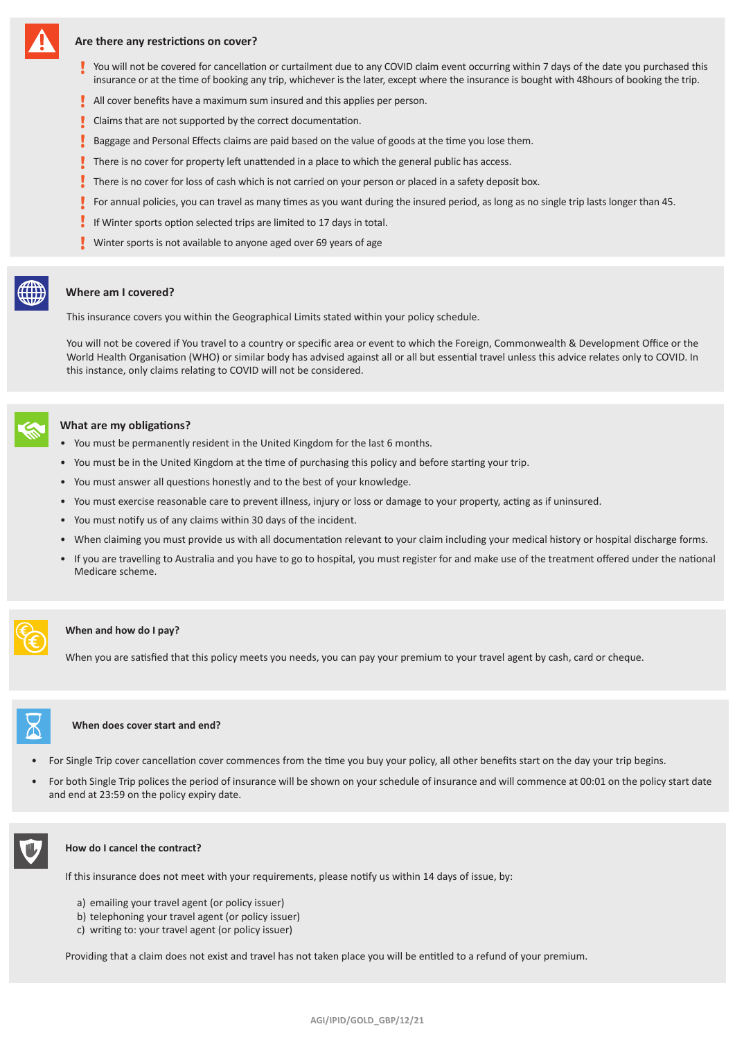## Are there any restrictions on cover?

- You will not be covered for cancellation or curtailment due to any COVID claim event occurring within 7 days of the date you purchased this insurance or at the time of booking any trip, whichever is the later, except where the insurance is bought with 48hours of booking the trip.
- All cover benefits have a maximum sum insured and this applies per person.
- Claims that are not supported by the correct documentation.
- Baggage and Personal Effects claims are paid based on the value of goods at the time you lose them.
- There is no cover for property left unattended in a place to which the general public has access.
- There is no cover for loss of cash which is not carried on your person or placed in a safety deposit box.
- For annual policies, you can travel as many times as you want during the insured period, as long as no single trip lasts longer than 45.
- If Winter sports option selected trips are limited to 17 days in total.
- Winter sports is not available to anyone aged over 69 years of age

## Where am I covered?

This insurance covers you within the Geographical Limits stated within your policy schedule.

You will not be covered if You travel to a country or specific area or event to which the Foreign, Commonwealth & Development Office or the World Health Organisation (WHO) or similar body has advised against all or all but essential travel unless this advice relates only to COVID. In this instance, only claims relating to COVID will not be considered.

## What are my obligations?

- You must be permanently resident in the United Kingdom for the last 6 months.
- You must be in the United Kingdom at the time of purchasing this policy and before starting your trip.
- You must answer all questions honestly and to the best of your knowledge.
- You must exercise reasonable care to prevent illness, injury or loss or damage to your property, acting as if uninsured.
- You must notify us of any claims within 30 days of the incident.
- When claiming you must provide us with all documentation relevant to your claim including your medical history or hospital discharge forms.
- If you are travelling to Australia and you have to go to hospital, you must register for and make use of the treatment offered under the national Medicare scheme.

## When and how do I pay?

When you are satisfied that this policy meets you needs, you can pay your premium to your travel agent by cash, card or cheque.

## When does cover start and end?

- For Single Trip cover cancellation cover commences from the time you buy your policy, all other benefits start on the day your trip begins.
- For both Single Trip polices the period of insurance will be shown on your schedule of insurance and will commence at 00:01 on the policy start date and end at 23:59 on the policy expiry date.

## How do I cancel the contract?

If this insurance does not meet with your requirements, please notify us within 14 days of issue, by:

a) emailing your travel agent (or policy issuer)
b) telephoning your travel agent (or policy issuer)
c) writing to: your travel agent (or policy issuer)

Providing that a claim does not exist and travel has not taken place you will be entitled to a refund of your premium.

AGI/IPID/GOLD_GBP/12/21